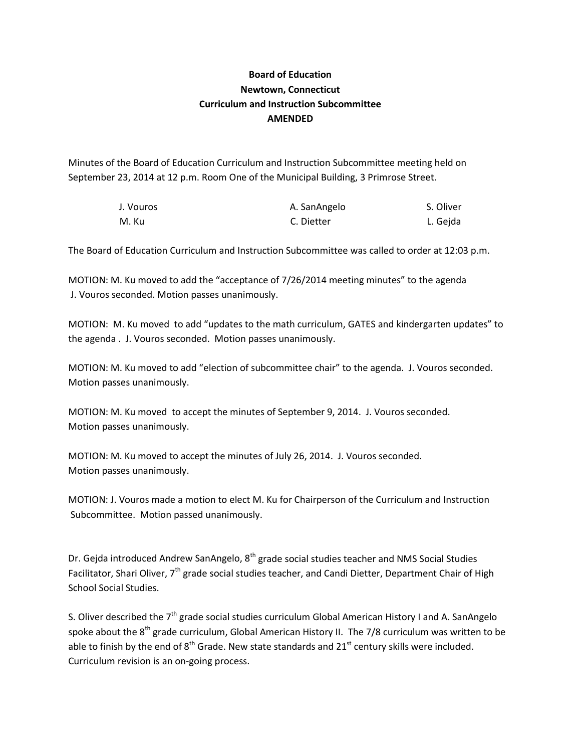**Board of Education**
**Newtown, Connecticut**
**Curriculum and Instruction Subcommittee**
**AMENDED**

Minutes of the Board of Education Curriculum and Instruction Subcommittee meeting held on September 23, 2014 at 12 p.m. Room One of the Municipal Building, 3 Primrose Street.

| | | |
|---|---|---|
| J. Vouros | A. SanAngelo | S. Oliver |
| M. Ku | C. Dietter | L. Gejda |

The Board of Education Curriculum and Instruction Subcommittee was called to order at 12:03 p.m.

MOTION: M. Ku moved to add the "acceptance of 7/26/2014 meeting minutes" to the agenda J. Vouros seconded. Motion passes unanimously.

MOTION: M. Ku moved to add "updates to the math curriculum, GATES and kindergarten updates" to the agenda . J. Vouros seconded. Motion passes unanimously.

MOTION: M. Ku moved to add "election of subcommittee chair" to the agenda. J. Vouros seconded. Motion passes unanimously.

MOTION: M. Ku moved to accept the minutes of September 9, 2014. J. Vouros seconded. Motion passes unanimously.

MOTION: M. Ku moved to accept the minutes of July 26, 2014. J. Vouros seconded. Motion passes unanimously.

MOTION: J. Vouros made a motion to elect M. Ku for Chairperson of the Curriculum and Instruction Subcommittee. Motion passed unanimously.

Dr. Gejda introduced Andrew SanAngelo, 8th grade social studies teacher and NMS Social Studies Facilitator, Shari Oliver, 7th grade social studies teacher, and Candi Dietter, Department Chair of High School Social Studies.

S. Oliver described the 7th grade social studies curriculum Global American History I and A. SanAngelo spoke about the 8th grade curriculum, Global American History II. The 7/8 curriculum was written to be able to finish by the end of 8th Grade. New state standards and 21st century skills were included. Curriculum revision is an on-going process.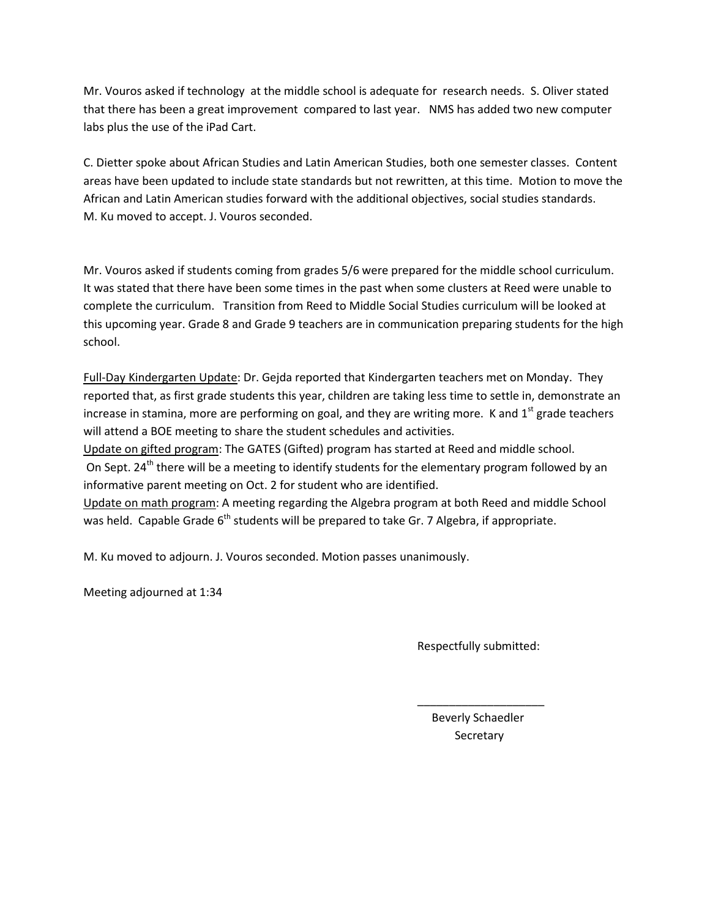Mr. Vouros asked if technology at the middle school is adequate for research needs. S. Oliver stated that there has been a great improvement compared to last year. NMS has added two new computer labs plus the use of the iPad Cart.

C. Dietter spoke about African Studies and Latin American Studies, both one semester classes. Content areas have been updated to include state standards but not rewritten, at this time. Motion to move the African and Latin American studies forward with the additional objectives, social studies standards. M. Ku moved to accept. J. Vouros seconded.

Mr. Vouros asked if students coming from grades 5/6 were prepared for the middle school curriculum. It was stated that there have been some times in the past when some clusters at Reed were unable to complete the curriculum. Transition from Reed to Middle Social Studies curriculum will be looked at this upcoming year. Grade 8 and Grade 9 teachers are in communication preparing students for the high school.

<u>Full-Day Kindergarten Update</u>: Dr. Gejda reported that Kindergarten teachers met on Monday. They reported that, as first grade students this year, children are taking less time to settle in, demonstrate an increase in stamina, more are performing on goal, and they are writing more. K and 1st grade teachers will attend a BOE meeting to share the student schedules and activities.

<u>Update on gifted program</u>: The GATES (Gifted) program has started at Reed and middle school. On Sept. 24th there will be a meeting to identify students for the elementary program followed by an informative parent meeting on Oct. 2 for student who are identified.

<u>Update on math program</u>: A meeting regarding the Algebra program at both Reed and middle School was held. Capable Grade 6th students will be prepared to take Gr. 7 Algebra, if appropriate.

M. Ku moved to adjourn. J. Vouros seconded. Motion passes unanimously.

Meeting adjourned at 1:34

Respectfully submitted:

____________________

Beverly Schaedler

Secretary